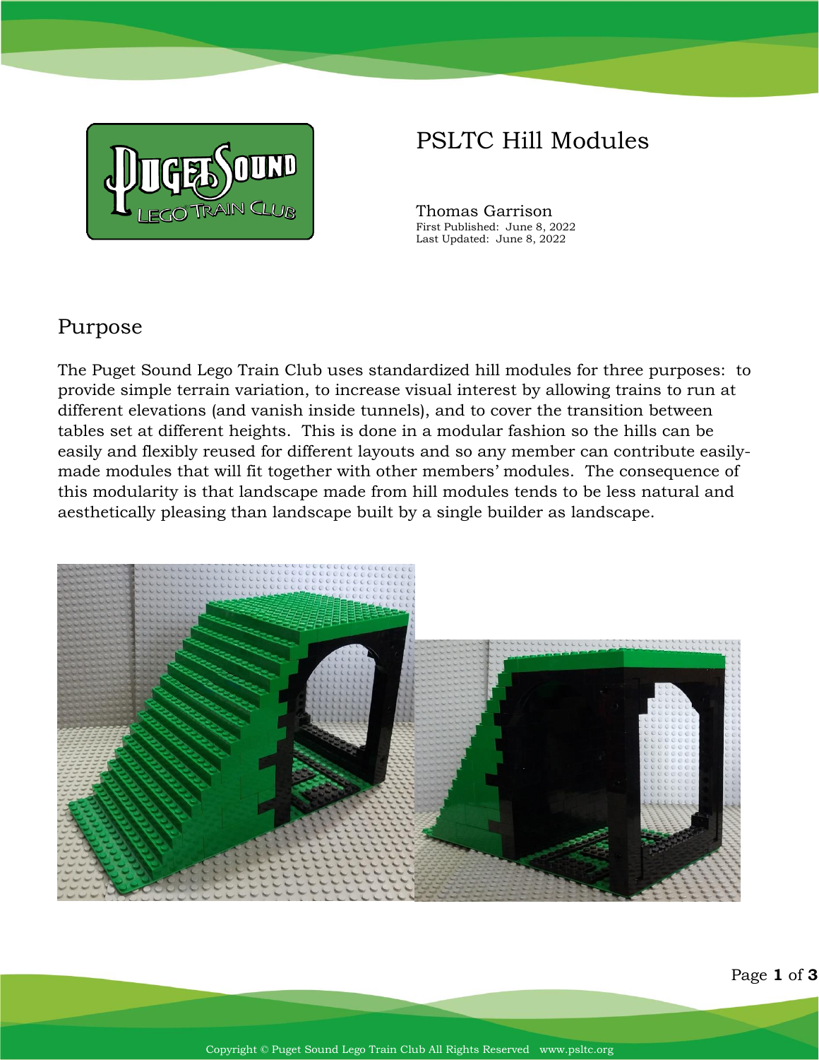# PSLTC Hill Modules

Thomas Garrison
First Published: June 8, 2022
Last Updated: June 8, 2022

## Purpose

The Puget Sound Lego Train Club uses standardized hill modules for three purposes: to provide simple terrain variation, to increase visual interest by allowing trains to run at different elevations (and vanish inside tunnels), and to cover the transition between tables set at different heights. This is done in a modular fashion so the hills can be easily and flexibly reused for different layouts and so any member can contribute easily-made modules that will fit together with other members' modules. The consequence of this modularity is that landscape made from hill modules tends to be less natural and aesthetically pleasing than landscape built by a single builder as landscape.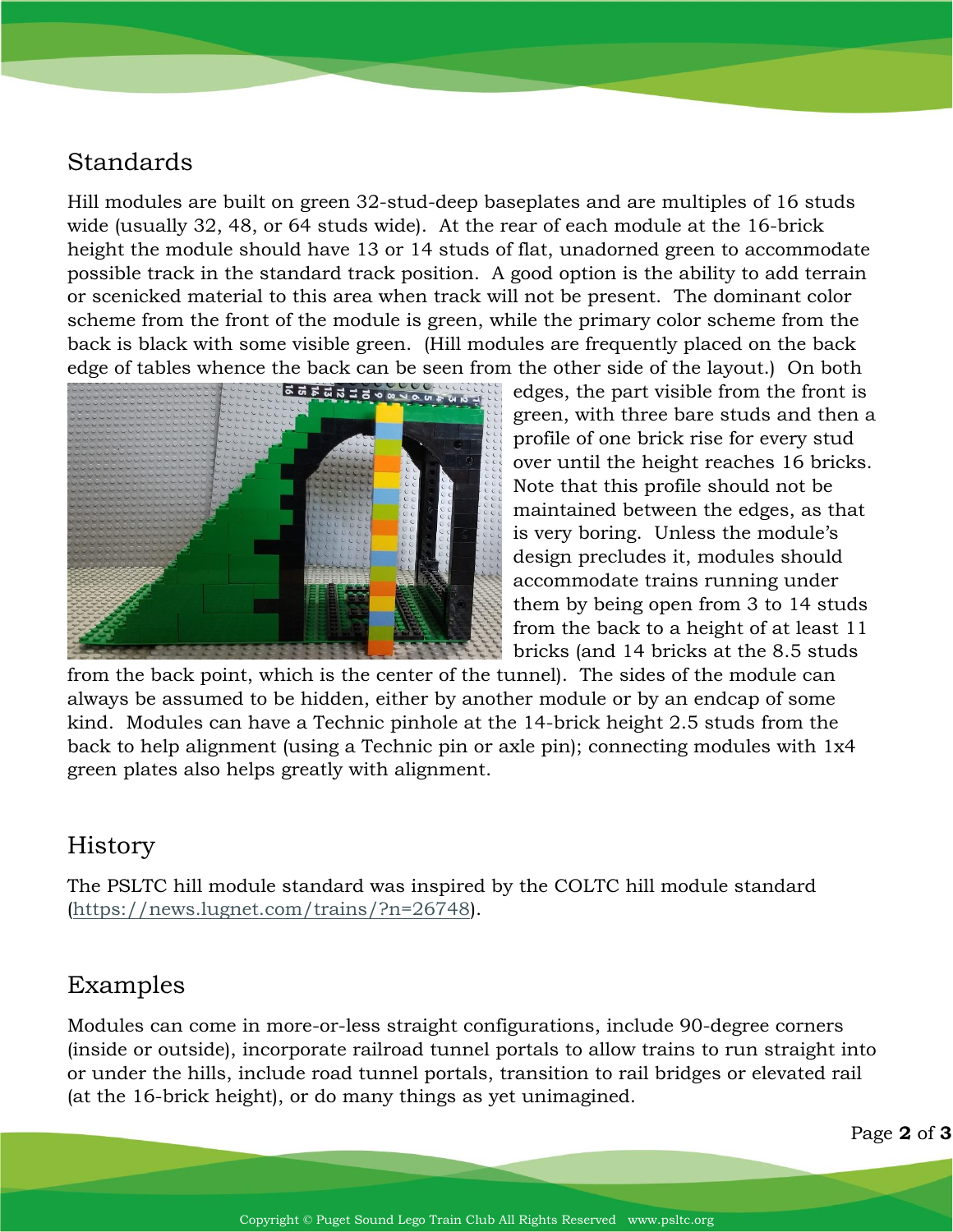## Standards

Hill modules are built on green 32-stud-deep baseplates and are multiples of 16 studs wide (usually 32, 48, or 64 studs wide). At the rear of each module at the 16-brick height the module should have 13 or 14 studs of flat, unadorned green to accommodate possible track in the standard track position. A good option is the ability to add terrain or scenicked material to this area when track will not be present. The dominant color scheme from the front of the module is green, while the primary color scheme from the back is black with some visible green. (Hill modules are frequently placed on the back edge of tables whence the back can be seen from the other side of the layout.) On both edges, the part visible from the front is green, with three bare studs and then a profile of one brick rise for every stud over until the height reaches 16 bricks. Note that this profile should not be maintained between the edges, as that is very boring. Unless the module's design precludes it, modules should accommodate trains running under them by being open from 3 to 14 studs from the back to a height of at least 11 bricks (and 14 bricks at the 8.5 studs from the back point, which is the center of the tunnel). The sides of the module can always be assumed to be hidden, either by another module or by an endcap of some kind. Modules can have a Technic pinhole at the 14-brick height 2.5 studs from the back to help alignment (using a Technic pin or axle pin); connecting modules with 1x4 green plates also helps greatly with alignment.

## History

The PSLTC hill module standard was inspired by the COLTC hill module standard (https://news.lugnet.com/trains/?n=26748).

## Examples

Modules can come in more-or-less straight configurations, include 90-degree corners (inside or outside), incorporate railroad tunnel portals to allow trains to run straight into or under the hills, include road tunnel portals, transition to rail bridges or elevated rail (at the 16-brick height), or do many things as yet unimagined.